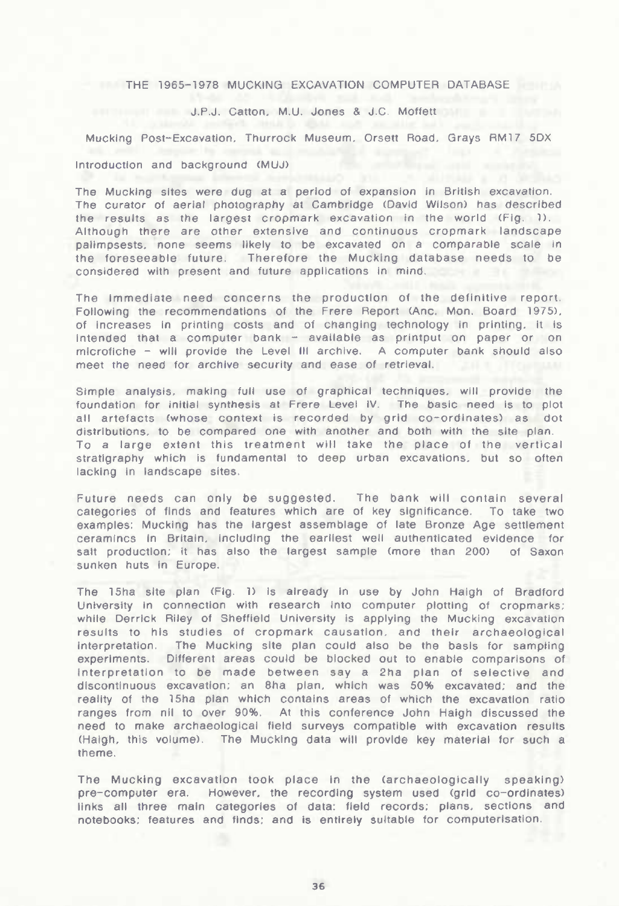# THE 1965-1978 MUCKING EXCAVATION COMPUTER DATABASE

J.P.J. Catton, M.U. Jones & J.C. Moffett

Mucking Post-Excavation, Thurrock Museum, Orsett Road, Grays RM17 5DX

## Introduction and background (MUJ)

The Mucking sites were dug at a period of expansion in British excavation. The curator of aerial photography at Cambridge (David Wilson) has described the results as the largest cropmark excavation in the world (Fig. 1). Although there are other extensive and continuous cropmark landscape palimpsests, none seems likely to be excavated on a comparable scale in the foreseeable future. Therefore the Mucking database needs to be considered with present and future applications in mind.

The immediate need concerns the production of the definitive report. Following the recommendations of the Frere Report (Anc. Mon. Board 1975), of increases in printing costs and of changing technology in printing, it is intended that a computer bank - available as printput on paper or on microfiche - will provide the Level III archive. A computer bank should also meet the need for archive security and ease of retrieval.

Simple analysis, making full use of graphical techniques, will provide the foundation for initial synthesis at Frere Level IV. The basic need is to plot all artefacts (whose context is recorded by grid co-ordinates) as dot distributions, to be compared one with another and both with the site plan. To a large extent this treatment will take the place of the vertical stratigraphy which is fundamental to deep urban excavations, but so often lacking in landscape sites.

Future needs can only be suggested. The bank will contain several categories of finds and features which are of key significance. To take two examples: Mucking has the largest assemblage of late Bronze Age settlement ceramincs in Britain, including the earliest well authenticated evidence for salt production; it has also the largest sample (more than 200) of Saxon sunken huts in Europe.

The 15ha site plan (Fig. 1) is already in use by John Haigh of Bradford University in connection with research into computer plotting of cropmarks; while Derrick Riley of Sheffield University is applying the Mucking excavation results to his studies of cropmark causation, and their archaeological interpretation. The Mucking site plan could also be the basis for sampling experiments. Different areas could be blocked out to enable comparisons of interpretation to be made between say a 2ha plan of selective and discontinuous excavation; an 8ha plan, which was 50% excavated; and the reality of the 15ha plan which contains areas of which the excavation ratio ranges from nil to over 90%. At this conference John Haigh discussed the need to make archaeological field surveys compatible with excavation results (Haigh, this volume). The Mucking data will provide key material for such a theme.

The Mucking excavation took place in the (archaeologically speaking) pre-computer era. However, the recording system used (grid co-ordinates) links all three main categories of data: field records; plans, sections and notebooks; features and finds; and is entirely suitable for computerisation.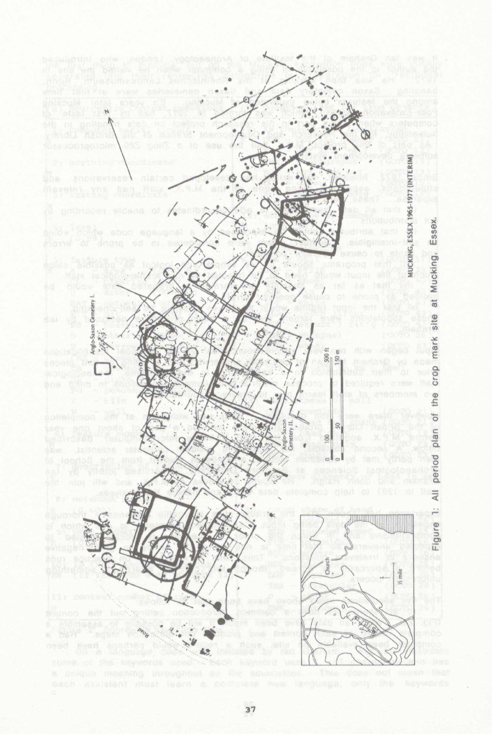Figure 1: All period plan of the crop mark site at Mucking, Essex.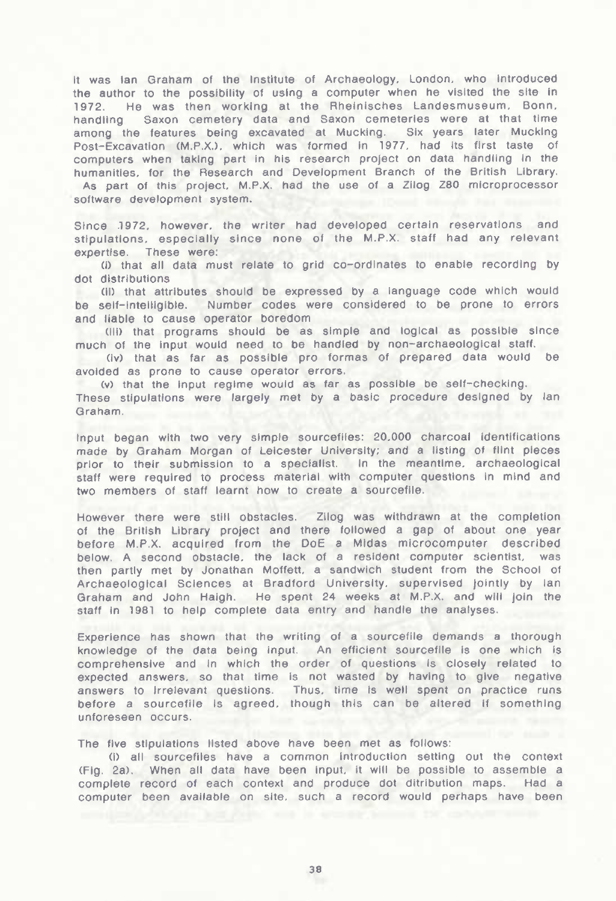It was Ian Graham of the Institute of Archaeology, London, who introduced the author to the possibility of using a computer when he visited the site in 1972. He was then working at the Rheinisches Landesmuseum, Bonn, handling Saxon cemetery data and Saxon cemeteries were at that time among the features being excavated at Mucking. Six years later Mucking Post-Excavation (M.P.X.), which was formed in 1977, had its first taste of computers when taking part in his research project on data handling in the humanities, for the Research and Development Branch of the British Library. As part of this project, M.P.X. had the use of a Zilog Z80 microprocessor software development system.

Since 1972, however, the writer had developed certain reservations and stipulations, especially since none of the M.P.X. staff had any relevant expertise. These were:

(i) that all data must relate to grid co-ordinates to enable recording by dot distributions

(ii) that attributes should be expressed by a language code which would be self-intelligible. Number codes were considered to be prone to errors and liable to cause operator boredom

(iii) that programs should be as simple and logical as possible since much of the input would need to be handled by non-archaeological staff.

(iv) that as far as possible pro formas of prepared data would be avoided as prone to cause operator errors.

(v) that the input regime would as far as possible be self-checking.

These stipulations were largely met by a basic procedure designed by Ian Graham.

Input began with two very simple sourcefiles: 20,000 charcoal identifications made by Graham Morgan of Leicester University; and a listing of flint pieces prior to their submission to a specialist. In the meantime, archaeological staff were required to process material with computer questions in mind and two members of staff learnt how to create a sourcefile.

However there were still obstacles. Zilog was withdrawn at the completion of the British Library project and there followed a gap of about one year before M.P.X. acquired from the DoE a Midas microcomputer described below. A second obstacle, the lack of a resident computer scientist, was then partly met by Jonathan Moffett, a sandwich student from the School of Archaeological Sciences at Bradford University, supervised jointly by Ian Graham and John Haigh. He spent 24 weeks at M.P.X. and will join the staff in 1981 to help complete data entry and handle the analyses.

Experience has shown that the writing of a sourcefile demands a thorough knowledge of the data being input. An efficient sourcefile is one which is comprehensive and in which the order of questions is closely related to expected answers, so that time is not wasted by having to give negative answers to irrelevant questions. Thus, time is well spent on practice runs before a sourcefile is agreed, though this can be altered if something unforeseen occurs.

The five stipulations listed above have been met as follows:

(i) all sourcefiles have a common introduction setting out the context (Fig. 2a). When all data have been input, it will be possible to assemble a complete record of each context and produce dot ditribution maps. Had a computer been available on site, such a record would perhaps have been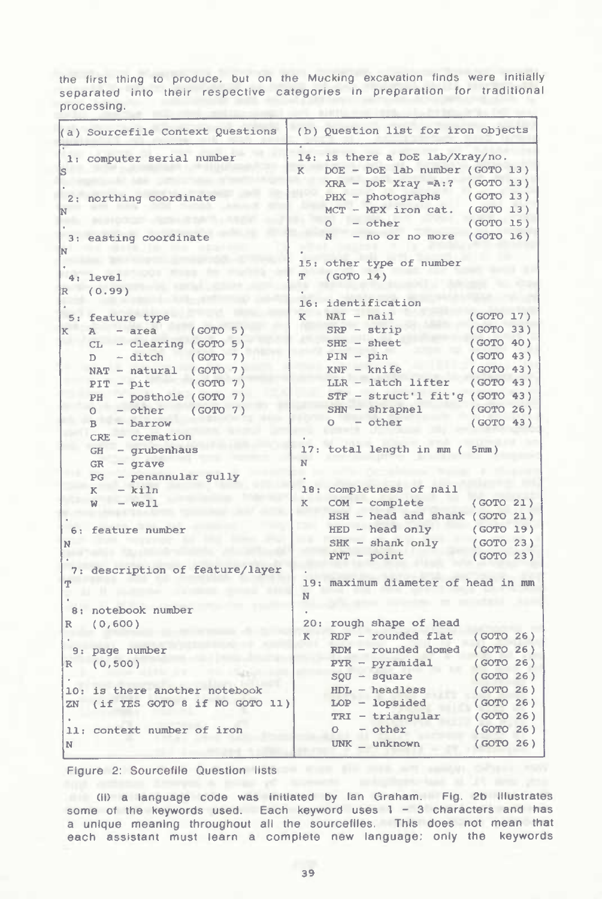the first thing to produce, but on the Mucking excavation finds were initially separated into their respective categories in preparation for traditional processing.

| (a) Sourcefile Context Questions | (b) Question list for iron objects |
|---|---|
| . | . |
| 1: computer serial number | 14: is there a DoE lab/Xray/no. |
| S | K DOE - DoE lab number (GOTO 13) |
| . | XRA - DoE Xray =A:? (GOTO 13) |
| 2: northing coordinate | PHX - photographs (GOTO 13) |
| N | MCT - MPX iron cat. (GOTO 13) |
| . | O - other (GOTO 15) |
| 3: easting coordinate | N - no or no more (GOTO 16) |
| N | . |
| . | 15: other type of number |
| 4: level | T (GOTO 14) |
| R (0.99) | . |
| . | 16: identification |
| 5: feature type | K NAI - nail (GOTO 17) |
| K A - area (GOTO 5) | SRP - strip (GOTO 33) |
| CL - clearing (GOTO 5) | SHE - sheet (GOTO 40) |
| D - ditch (GOTO 7) | PIN - pin (GOTO 43) |
| NAT - natural (GOTO 7) | KNF - knife (GOTO 43) |
| PIT - pit (GOTO 7) | LLR - latch lifter (GOTO 43) |
| PH - posthole (GOTO 7) | STF - struct'l fit'g (GOTO 43) |
| O - other (GOTO 7) | SHN - shrapnel (GOTO 26) |
| B - barrow | O - other (GOTO 43) |
| CRE - cremation | . |
| GH - grubenhaus | 17: total length in mm ( 5mm) |
| GR - grave | N |
| PG - penannular gully | . |
| K - kiln | 18: completness of nail |
| W - well | K COM - complete (GOTO 21) |
| . | HSH - head and shank (GOTO 21) |
| 6: feature number | HED - head only (GOTO 19) |
| N | SHK - shank only (GOTO 23) |
| . | PNT - point (GOTO 23) |
| 7: description of feature/layer | . |
| T | 19: maximum diameter of head in mm |
| . | N |
| 8: notebook number | . |
| R (0,600) | 20: rough shape of head |
| . | K RDF - rounded flat (GOTO 26) |
| 9: page number | RDM - rounded domed (GOTO 26) |
| R (0,500) | PYR - pyramidal (GOTO 26) |
| . | SQU - square (GOTO 26) |
| 10: is there another notebook | HDL - headless (GOTO 26) |
| ZN (if YES GOTO 8 if NO GOTO 11) | LOP - lopsided (GOTO 26) |
| . | TRI - triangular (GOTO 26) |
| 11: context number of iron | O - other (GOTO 26) |
| N | UNK - unknown (GOTO 26) |

Figure 2: Sourcefile Question lists

(ii) a language code was initiated by Ian Graham. Fig. 2b illustrates some of the keywords used. Each keyword uses 1 - 3 characters and has a unique meaning throughout all the sourcefiles. This does not mean that each assistant must learn a complete new language; only the keywords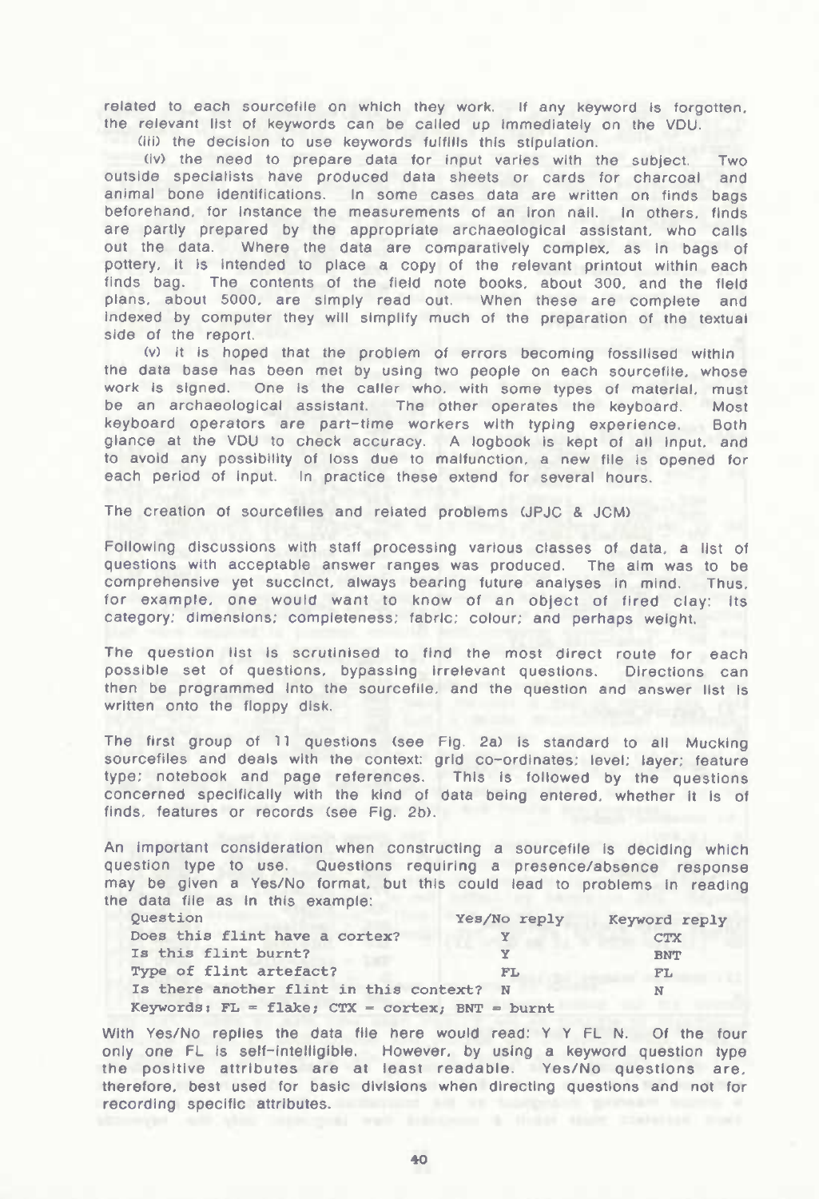related to each sourcefile on which they work. If any keyword is forgotten, the relevant list of keywords can be called up immediately on the VDU.

(iii) the decision to use keywords fulfils this stipulation.

(iv) the need to prepare data for input varies with the subject. Two outside specialists have produced data sheets or cards for charcoal and animal bone identifications. In some cases data are written on finds bags beforehand, for instance the measurements of an iron nail. In others, finds are partly prepared by the appropriate archaeological assistant, who calls out the data. Where the data are comparatively complex, as in bags of pottery, it is intended to place a copy of the relevant printout within each finds bag. The contents of the field note books, about 300, and the field plans, about 5000, are simply read out. When these are complete and indexed by computer they will simplify much of the preparation of the textual side of the report.

(v) it is hoped that the problem of errors becoming fossilised within the data base has been met by using two people on each sourcefile, whose work is signed. One is the caller who, with some types of material, must be an archaeological assistant. The other operates the keyboard. Most keyboard operators are part-time workers with typing experience. Both glance at the VDU to check accuracy. A logbook is kept of all input, and to avoid any possibility of loss due to malfunction, a new file is opened for each period of input. In practice these extend for several hours.

The creation of sourcefiles and related problems (JPJC & JCM)

Following discussions with staff processing various classes of data, a list of questions with acceptable answer ranges was produced. The aim was to be comprehensive yet succinct, always bearing future analyses in mind. Thus, for example, one would want to know of an object of fired clay: its category; dimensions; completeness; fabric; colour; and perhaps weight.

The question list is scrutinised to find the most direct route for each possible set of questions, bypassing irrelevant questions. Directions can then be programmed into the sourcefile, and the question and answer list is written onto the floppy disk.

The first group of 11 questions (see Fig. 2a) is standard to all Mucking sourcefiles and deals with the context: grid co-ordinates; level; layer; feature type; notebook and page references. This is followed by the questions concerned specifically with the kind of data being entered, whether it is of finds, features or records (see Fig. 2b).

An important consideration when constructing a sourcefile is deciding which question type to use. Questions requiring a presence/absence response may be given a Yes/No format, but this could lead to problems in reading the data file as in this example:

| Question | Yes/No reply | Keyword reply |
|---|---|---|
| Does this flint have a cortex? | Y | CTX |
| Is this flint burnt? | Y | BNT |
| Type of flint artefact? | FL | FL |
| Is there another flint in this context? | N | N |

Keywords: FL = flake; CTX = cortex; BNT = burnt

With Yes/No replies the data file here would read: Y Y FL N. Of the four only one FL is self-intelligible. However, by using a keyword question type the positive attributes are at least readable. Yes/No questions are, therefore, best used for basic divisions when directing questions and not for recording specific attributes.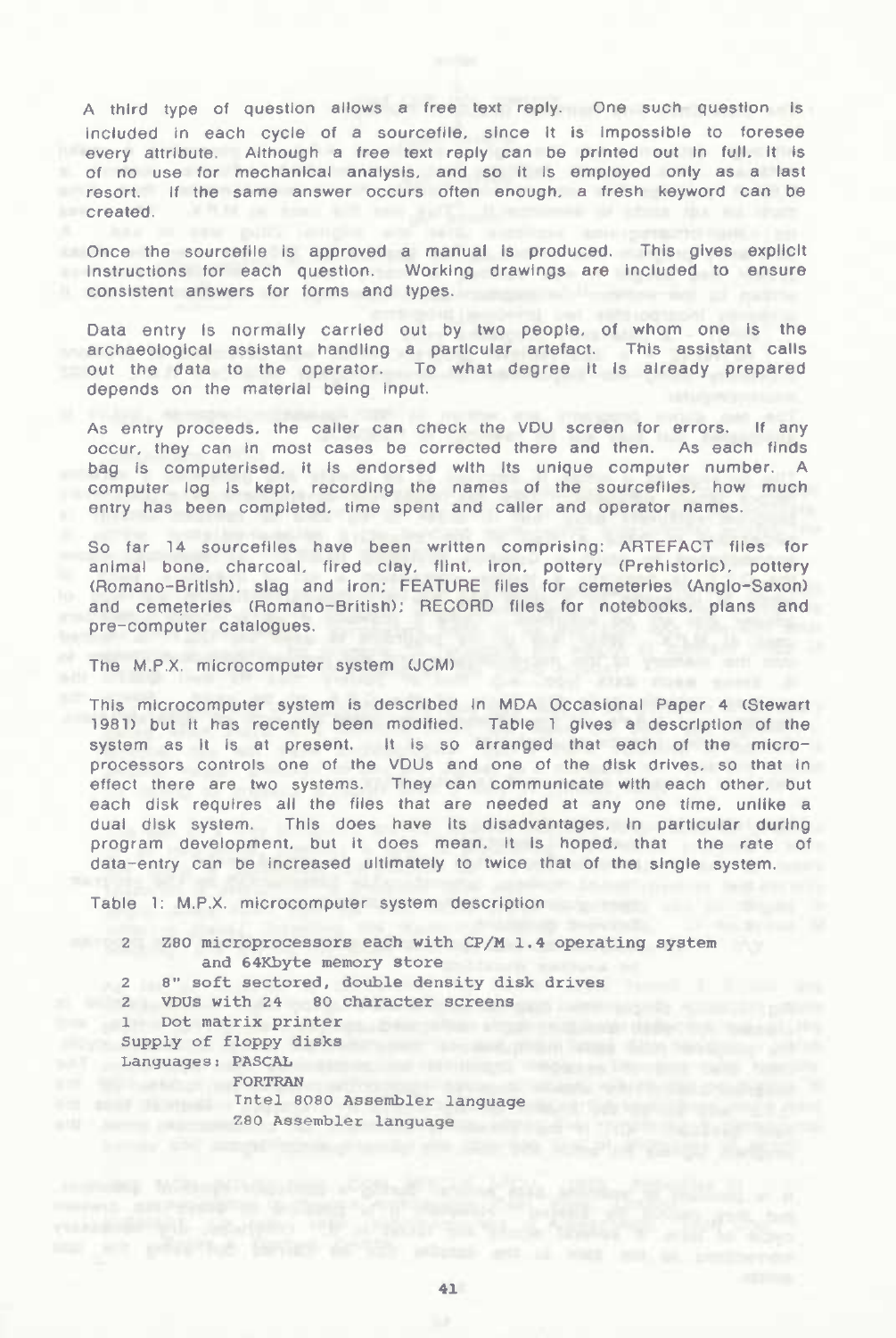A third type of question allows a free text reply. One such question is included in each cycle of a sourcefile, since it is impossible to foresee every attribute. Although a free text reply can be printed out in full, it is of no use for mechanical analysis, and so it is employed only as a last resort. If the same answer occurs often enough, a fresh keyword can be created.

Once the sourcefile is approved a manual is produced. This gives explicit instructions for each question. Working drawings are included to ensure consistent answers for forms and types.

Data entry is normally carried out by two people, of whom one is the archaeological assistant handling a particular artefact. This assistant calls out the data to the operator. To what degree it is already prepared depends on the material being input.

As entry proceeds, the caller can check the VDU screen for errors. If any occur, they can in most cases be corrected there and then. As each finds bag is computerised, it is endorsed with its unique computer number. A computer log is kept, recording the names of the sourcefiles, how much entry has been completed, time spent and caller and operator names.

So far 14 sourcefiles have been written comprising: ARTEFACT files for animal bone, charcoal, fired clay, flint, iron, pottery (Prehistoric), pottery (Romano-British), slag and iron; FEATURE files for cemeteries (Anglo-Saxon) and cemeteries (Romano-British); RECORD files for notebooks, plans and pre-computer catalogues.

## The M.P.X. microcomputer system (JCM)

This microcomputer system is described in MDA Occasional Paper 4 (Stewart 1981) but it has recently been modified. Table 1 gives a description of the system as it is at present. It is so arranged that each of the micro-processors controls one of the VDUs and one of the disk drives, so that in effect there are two systems. They can communicate with each other, but each disk requires all the files that are needed at any one time, unlike a dual disk system. This does have its disadvantages, in particular during program development, but it does mean, it is hoped, that the rate of data-entry can be increased ultimately to twice that of the single system.

Table 1: M.P.X. microcomputer system description

```
2  Z80 microprocessors each with CP/M 1.4 operating system
       and 64Kbyte memory store
2  8" soft sectored, double density disk drives
2  VDUs with 24   80 character screens
1  Dot matrix printer
Supply of floppy disks
Languages: PASCAL
           FORTRAN
           Intel 8080 Assembler language
           Z80 Assembler language
```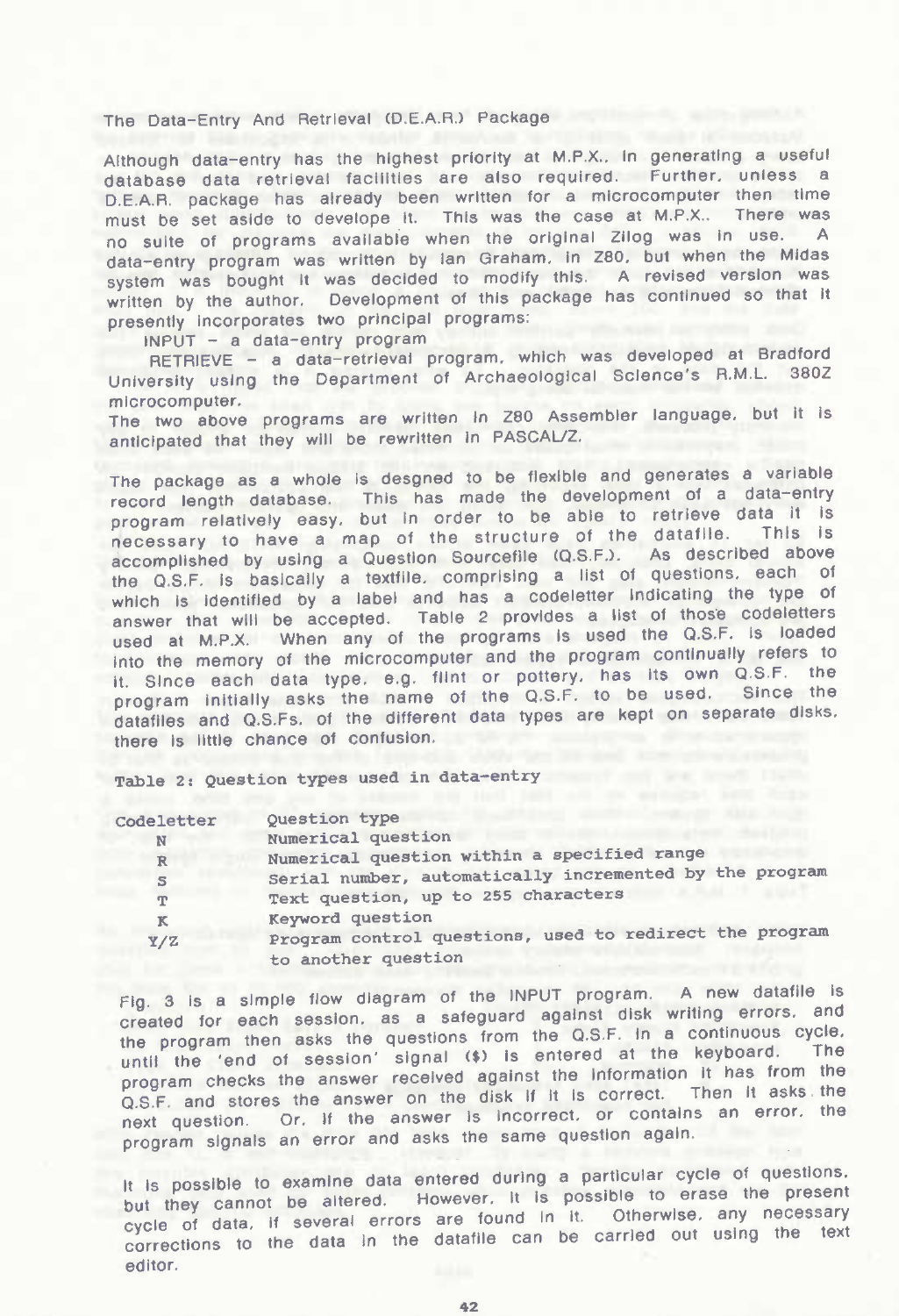## The Data-Entry And Retrieval (D.E.A.R.) Package

Although data-entry has the highest priority at M.P.X.. in generating a useful database data retrieval facilities are also required. Further, unless a D.E.A.R. package has already been written for a microcomputer then time must be set aside to develope it. This was the case at M.P.X.. There was no suite of programs available when the original Zilog was in use. A data-entry program was written by Ian Graham, in Z80, but when the Midas system was bought it was decided to modify this. A revised version was written by the author. Development of this package has continued so that it presently incorporates two principal programs:

INPUT – a data-entry program

RETRIEVE – a data-retrieval program, which was developed at Bradford University using the Department of Archaeological Science's R.M.L. 380Z microcomputer.

The two above programs are written in Z80 Assembler language, but it is anticipated that they will be rewritten in PASCAL/Z.

The package as a whole is desgned to be flexible and generates a variable record length database. This has made the development of a data-entry program relatively easy, but in order to be able to retrieve data it is necessary to have a map of the structure of the datafile. This is accomplished by using a Question Sourcefile (Q.S.F.). As described above the Q.S.F. is basically a textfile, comprising a list of questions, each of which is identified by a label and has a codeletter indicating the type of answer that will be accepted. Table 2 provides a list of those codeletters used at M.P.X. When any of the programs is used the Q.S.F. is loaded into the memory of the microcomputer and the program continually refers to it. Since each data type, e.g. flint or pottery, has its own Q.S.F. the program initially asks the name of the Q.S.F. to be used. Since the datafiles and Q.S.Fs. of the different data types are kept on separate disks, there is little chance of confusion.

Table 2: Question types used in data-entry

| Codeletter | Question type |
|---|---|
| N | Numerical question |
| R | Numerical question within a specified range |
| S | Serial number, automatically incremented by the program |
| T | Text question, up to 255 characters |
| K | Keyword question |
| Y/Z | Program control questions, used to redirect the program to another question |

Fig. 3 is a simple flow diagram of the INPUT program. A new datafile is created for each session, as a safeguard against disk writing errors, and the program then asks the questions from the Q.S.F. in a continuous cycle, until the 'end of session' signal ($) is entered at the keyboard. The program checks the answer received against the information it has from the Q.S.F. and stores the answer on the disk if it is correct. Then it asks the next question. Or, if the answer is incorrect, or contains an error, the program signals an error and asks the same question again.

It is possible to examine data entered during a particular cycle of questions, but they cannot be altered. However, it is possible to erase the present cycle of data, if several errors are found in it. Otherwise, any necessary corrections to the data in the datafile can be carried out using the text editor.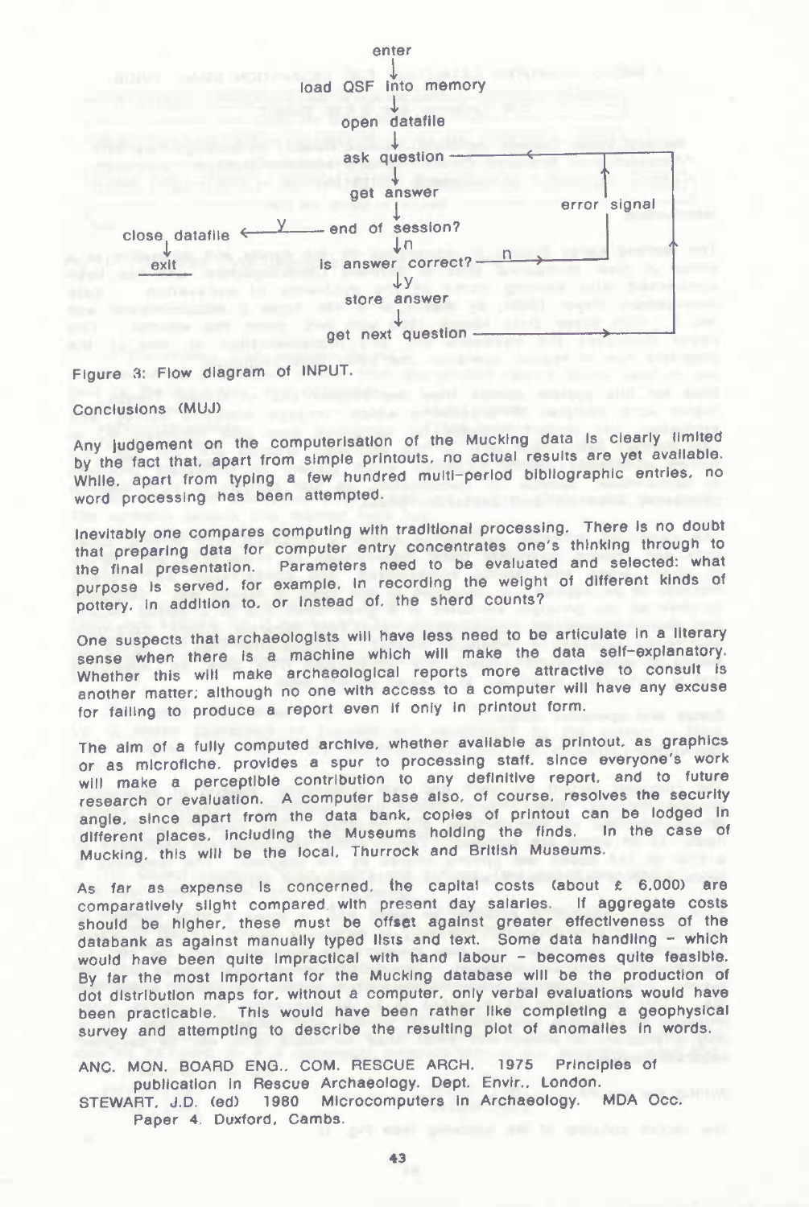enter

load QSF into memory

open datafile

ask question

get answer

error signal

close datafile

y

end of session?

n

exit

is answer correct?

n

y

store answer

get next question

Figure 3: Flow diagram of INPUT.

Conclusions (MUJ)

Any judgement on the computerisation of the Mucking data is clearly limited by the fact that, apart from simple printouts, no actual results are yet available. While, apart from typing a few hundred multi-period bibliographic entries, no word processing has been attempted.

Inevitably one compares computing with traditional processing. There is no doubt that preparing data for computer entry concentrates one's thinking through to the final presentation. Parameters need to be evaluated and selected: what purpose is served, for example, in recording the weight of different kinds of pottery, in addition to, or instead of, the sherd counts?

One suspects that archaeologists will have less need to be articulate in a literary sense when there is a machine which will make the data self-explanatory. Whether this will make archaeological reports more attractive to consult is another matter; although no one with access to a computer will have any excuse for failing to produce a report even if only in printout form.

The aim of a fully computed archive, whether available as printout, as graphics or as microfiche, provides a spur to processing staff, since everyone's work will make a perceptible contribution to any definitive report, and to future research or evaluation. A computer base also, of course, resolves the security angle, since apart from the data bank, copies of printout can be lodged in different places, including the Museums holding the finds. In the case of Mucking, this will be the local, Thurrock and British Museums.

As far as expense is concerned, the capital costs (about £ 6,000) are comparatively slight compared with present day salaries. If aggregate costs should be higher, these must be offset against greater effectiveness of the databank as against manually typed lists and text. Some data handling - which would have been quite impractical with hand labour - becomes quite feasible. By far the most important for the Mucking database will be the production of dot distribution maps for, without a computer, only verbal evaluations would have been practicable. This would have been rather like completing a geophysical survey and attempting to describe the resulting plot of anomalies in words.

ANC. MON. BOARD ENG., COM. RESCUE ARCH. 1975 Principles of publication in Rescue Archaeology. Dept. Envir., London.

STEWART, J.D. (ed) 1980 Microcomputers in Archaeology. MDA Occ. Paper 4. Duxford, Cambs.